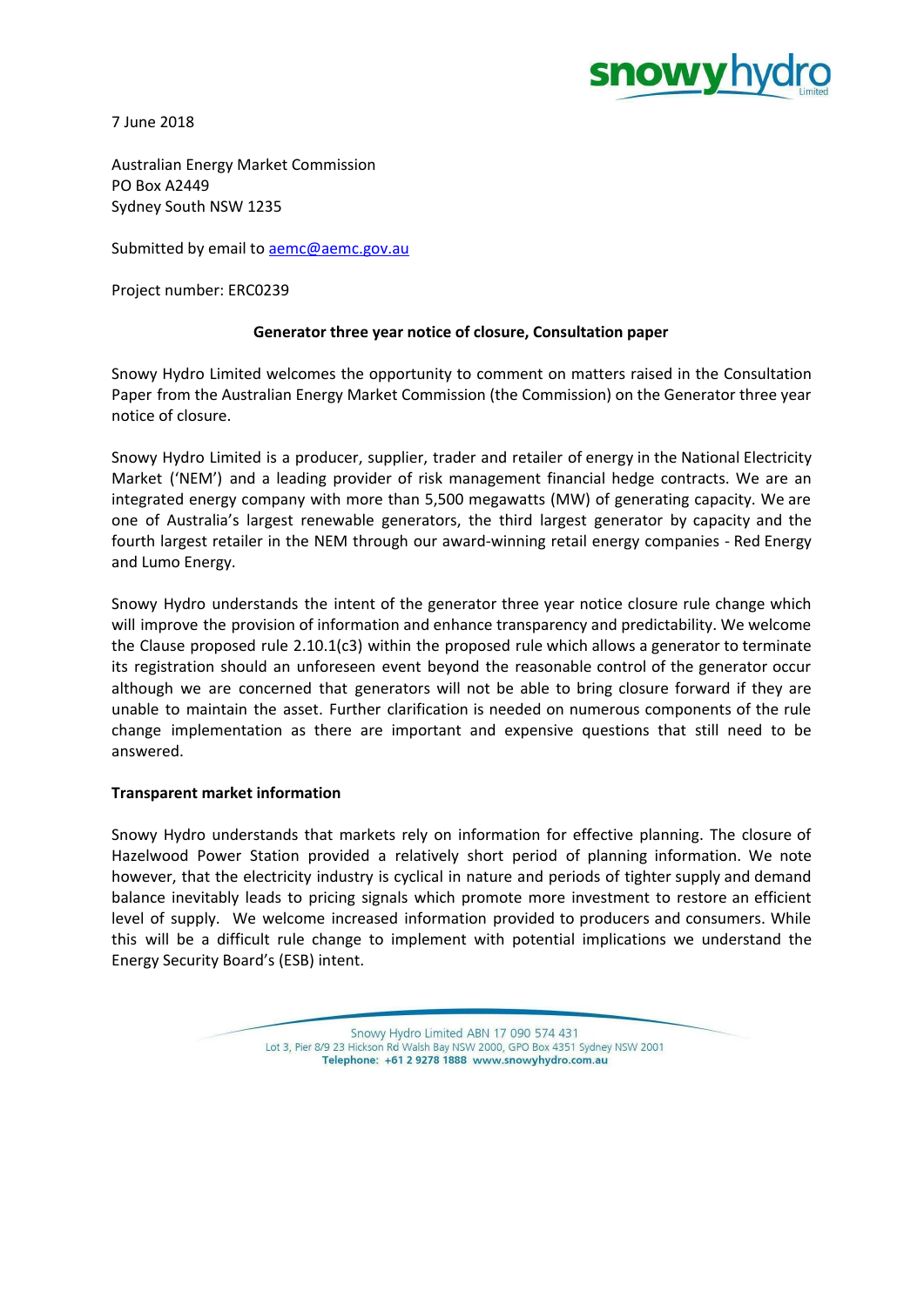7 June 2018

Australian Energy Market Commission
PO Box A2449
Sydney South NSW 1235

Submitted by email to aemc@aemc.gov.au

Project number: ERC0239

**Generator three year notice of closure, Consultation paper**

Snowy Hydro Limited welcomes the opportunity to comment on matters raised in the Consultation Paper from the Australian Energy Market Commission (the Commission) on the Generator three year notice of closure.

Snowy Hydro Limited is a producer, supplier, trader and retailer of energy in the National Electricity Market ('NEM') and a leading provider of risk management financial hedge contracts. We are an integrated energy company with more than 5,500 megawatts (MW) of generating capacity. We are one of Australia's largest renewable generators, the third largest generator by capacity and the fourth largest retailer in the NEM through our award-winning retail energy companies - Red Energy and Lumo Energy.

Snowy Hydro understands the intent of the generator three year notice closure rule change which will improve the provision of information and enhance transparency and predictability. We welcome the Clause proposed rule 2.10.1(c3) within the proposed rule which allows a generator to terminate its registration should an unforeseen event beyond the reasonable control of the generator occur although we are concerned that generators will not be able to bring closure forward if they are unable to maintain the asset. Further clarification is needed on numerous components of the rule change implementation as there are important and expensive questions that still need to be answered.

**Transparent market information**

Snowy Hydro understands that markets rely on information for effective planning. The closure of Hazelwood Power Station provided a relatively short period of planning information. We note however, that the electricity industry is cyclical in nature and periods of tighter supply and demand balance inevitably leads to pricing signals which promote more investment to restore an efficient level of supply. We welcome increased information provided to producers and consumers. While this will be a difficult rule change to implement with potential implications we understand the Energy Security Board's (ESB) intent.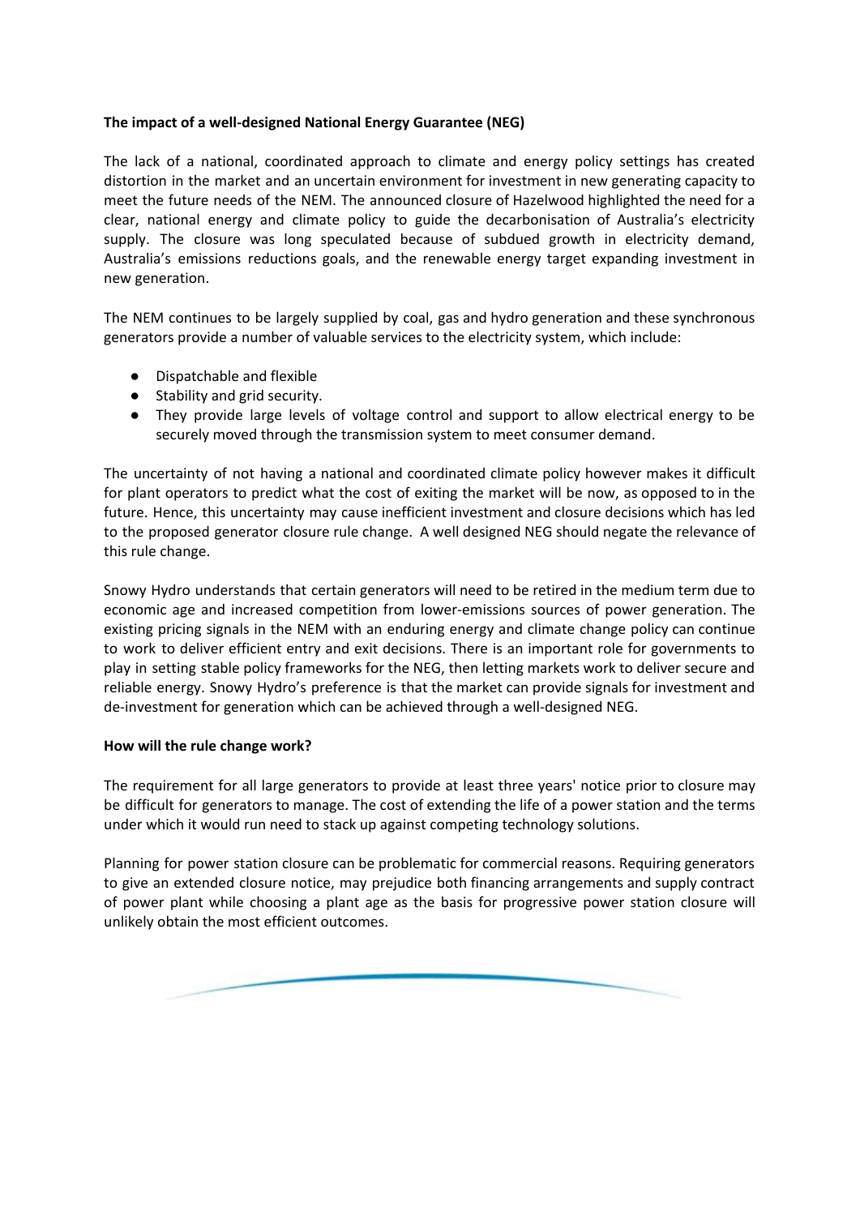**The impact of a well-designed National Energy Guarantee (NEG)**

The lack of a national, coordinated approach to climate and energy policy settings has created distortion in the market and an uncertain environment for investment in new generating capacity to meet the future needs of the NEM. The announced closure of Hazelwood highlighted the need for a clear, national energy and climate policy to guide the decarbonisation of Australia's electricity supply. The closure was long speculated because of subdued growth in electricity demand, Australia's emissions reductions goals, and the renewable energy target expanding investment in new generation.

The NEM continues to be largely supplied by coal, gas and hydro generation and these synchronous generators provide a number of valuable services to the electricity system, which include:

- Dispatchable and flexible
- Stability and grid security.
- They provide large levels of voltage control and support to allow electrical energy to be securely moved through the transmission system to meet consumer demand.

The uncertainty of not having a national and coordinated climate policy however makes it difficult for plant operators to predict what the cost of exiting the market will be now, as opposed to in the future. Hence, this uncertainty may cause inefficient investment and closure decisions which has led to the proposed generator closure rule change. A well designed NEG should negate the relevance of this rule change.

Snowy Hydro understands that certain generators will need to be retired in the medium term due to economic age and increased competition from lower-emissions sources of power generation. The existing pricing signals in the NEM with an enduring energy and climate change policy can continue to work to deliver efficient entry and exit decisions. There is an important role for governments to play in setting stable policy frameworks for the NEG, then letting markets work to deliver secure and reliable energy. Snowy Hydro's preference is that the market can provide signals for investment and de-investment for generation which can be achieved through a well-designed NEG.

**How will the rule change work?**

The requirement for all large generators to provide at least three years' notice prior to closure may be difficult for generators to manage. The cost of extending the life of a power station and the terms under which it would run need to stack up against competing technology solutions.

Planning for power station closure can be problematic for commercial reasons. Requiring generators to give an extended closure notice, may prejudice both financing arrangements and supply contract of power plant while choosing a plant age as the basis for progressive power station closure will unlikely obtain the most efficient outcomes.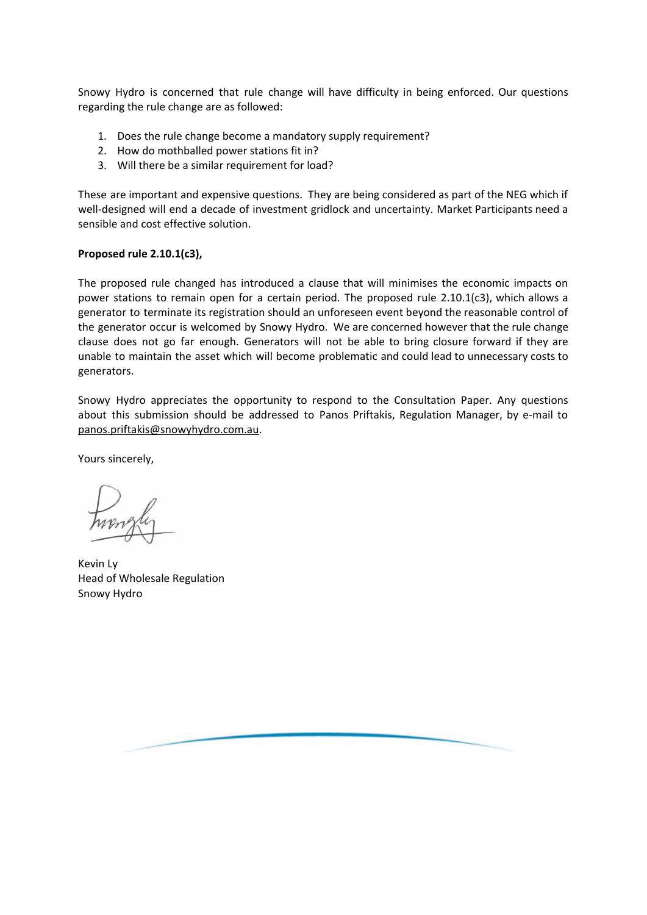Snowy Hydro is concerned that rule change will have difficulty in being enforced. Our questions regarding the rule change are as followed:

1. Does the rule change become a mandatory supply requirement?
2. How do mothballed power stations fit in?
3. Will there be a similar requirement for load?

These are important and expensive questions. They are being considered as part of the NEG which if well-designed will end a decade of investment gridlock and uncertainty. Market Participants need a sensible and cost effective solution.

**Proposed rule 2.10.1(c3),**

The proposed rule changed has introduced a clause that will minimises the economic impacts on power stations to remain open for a certain period. The proposed rule 2.10.1(c3), which allows a generator to terminate its registration should an unforeseen event beyond the reasonable control of the generator occur is welcomed by Snowy Hydro. We are concerned however that the rule change clause does not go far enough. Generators will not be able to bring closure forward if they are unable to maintain the asset which will become problematic and could lead to unnecessary costs to generators.

Snowy Hydro appreciates the opportunity to respond to the Consultation Paper. Any questions about this submission should be addressed to Panos Priftakis, Regulation Manager, by e-mail to panos.priftakis@snowyhydro.com.au.

Yours sincerely,

Kevin Ly
Head of Wholesale Regulation
Snowy Hydro